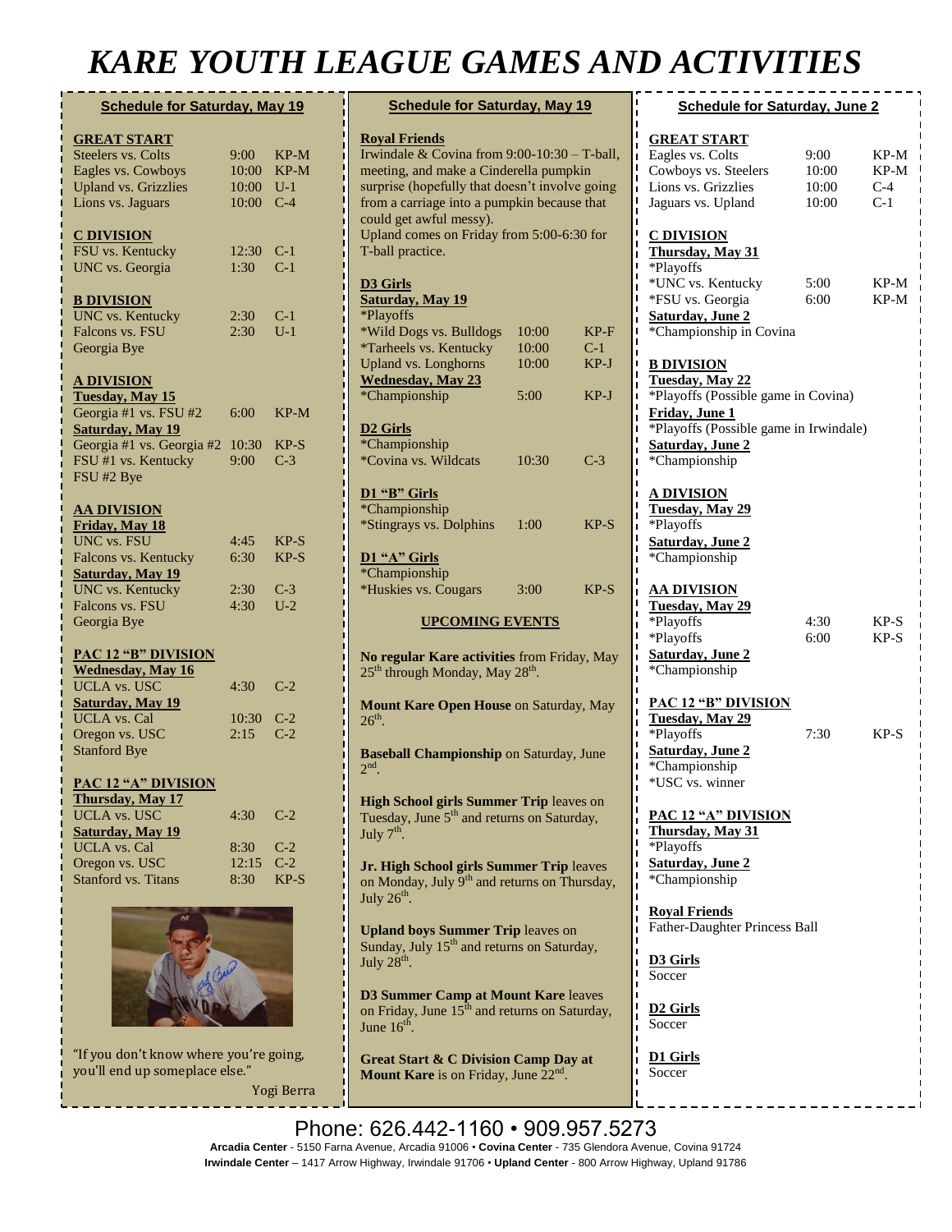# KARE YOUTH LEAGUE GAMES AND ACTIVITIES

## Schedule for Saturday, May 19

**GREAT START**

| | | |
|---|---|---|
| Steelers vs. Colts | 9:00 | KP-M |
| Eagles vs. Cowboys | 10:00 | KP-M |
| Upland vs. Grizzlies | 10:00 | U-1 |
| Lions vs. Jaguars | 10:00 | C-4 |

**C DIVISION**

| | | |
|---|---|---|
| FSU vs. Kentucky | 12:30 | C-1 |
| UNC vs. Georgia | 1:30 | C-1 |

**B DIVISION**

| | | |
|---|---|---|
| UNC vs. Kentucky | 2:30 | C-1 |
| Falcons vs. FSU | 2:30 | U-1 |
| Georgia Bye | | |

**A DIVISION**

**Tuesday, May 15**

| | | |
|---|---|---|
| Georgia #1 vs. FSU #2 | 6:00 | KP-M |

**Saturday, May 19**

| | | |
|---|---|---|
| Georgia #1 vs. Georgia #2 | 10:30 | KP-S |
| FSU #1 vs. Kentucky | 9:00 | C-3 |
| FSU #2 Bye | | |

**AA DIVISION**

**Friday, May 18**

| | | |
|---|---|---|
| UNC vs. FSU | 4:45 | KP-S |
| Falcons vs. Kentucky | 6:30 | KP-S |

**Saturday, May 19**

| | | |
|---|---|---|
| UNC vs. Kentucky | 2:30 | C-3 |
| Falcons vs. FSU | 4:30 | U-2 |
| Georgia Bye | | |

**PAC 12 "B" DIVISION**

**Wednesday, May 16**

| | | |
|---|---|---|
| UCLA vs. USC | 4:30 | C-2 |

**Saturday, May 19**

| | | |
|---|---|---|
| UCLA vs. Cal | 10:30 | C-2 |
| Oregon vs. USC | 2:15 | C-2 |
| Stanford Bye | | |

**PAC 12 "A" DIVISION**

**Thursday, May 17**

| | | |
|---|---|---|
| UCLA vs. USC | 4:30 | C-2 |

**Saturday, May 19**

| | | |
|---|---|---|
| UCLA vs. Cal | 8:30 | C-2 |
| Oregon vs. USC | 12:15 | C-2 |
| Stanford vs. Titans | 8:30 | KP-S |

"If you don't know where you're going, you'll end up someplace else."

Yogi Berra

## Schedule for Saturday, May 19

**Royal Friends**

Irwindale & Covina from 9:00-10:30 – T-ball, meeting, and make a Cinderella pumpkin surprise (hopefully that doesn't involve going from a carriage into a pumpkin because that could get awful messy).

Upland comes on Friday from 5:00-6:30 for T-ball practice.

**D3 Girls**

**Saturday, May 19**

*Playoffs

| | | |
|---|---|---|
| *Wild Dogs vs. Bulldogs | 10:00 | KP-F |
| *Tarheels vs. Kentucky | 10:00 | C-1 |
| Upland vs. Longhorns | 10:00 | KP-J |

**Wednesday, May 23**

| | | |
|---|---|---|
| *Championship | 5:00 | KP-J |

**D2 Girls**

*Championship

| | | |
|---|---|---|
| *Covina vs. Wildcats | 10:30 | C-3 |

**D1 "B" Girls**

*Championship

| | | |
|---|---|---|
| *Stingrays vs. Dolphins | 1:00 | KP-S |

**D1 "A" Girls**

*Championship

| | | |
|---|---|---|
| *Huskies vs. Cougars | 3:00 | KP-S |

### UPCOMING EVENTS

**No regular Kare activities** from Friday, May 25th through Monday, May 28th.

**Mount Kare Open House** on Saturday, May 26th.

**Baseball Championship** on Saturday, June 2nd.

**High School girls Summer Trip** leaves on Tuesday, June 5th and returns on Saturday, July 7th.

**Jr. High School girls Summer Trip** leaves on Monday, July 9th and returns on Thursday, July 26th.

**Upland boys Summer Trip** leaves on Sunday, July 15th and returns on Saturday, July 28th.

**D3 Summer Camp at Mount Kare** leaves on Friday, June 15th and returns on Saturday, June 16th.

**Great Start & C Division Camp Day at Mount Kare** is on Friday, June 22nd.

## Schedule for Saturday, June 2

**GREAT START**

| | | |
|---|---|---|
| Eagles vs. Colts | 9:00 | KP-M |
| Cowboys vs. Steelers | 10:00 | KP-M |
| Lions vs. Grizzlies | 10:00 | C-4 |
| Jaguars vs. Upland | 10:00 | C-1 |

**C DIVISION**

**Thursday, May 31**

*Playoffs

| | | |
|---|---|---|
| *UNC vs. Kentucky | 5:00 | KP-M |
| *FSU vs. Georgia | 6:00 | KP-M |

**Saturday, June 2**

*Championship in Covina

**B DIVISION**

**Tuesday, May 22**

*Playoffs (Possible game in Covina)

**Friday, June 1**

*Playoffs (Possible game in Irwindale)

**Saturday, June 2**

*Championship

**A DIVISION**

**Tuesday, May 29**

*Playoffs

**Saturday, June 2**

*Championship

**AA DIVISION**

**Tuesday, May 29**

| | | |
|---|---|---|
| *Playoffs | 4:30 | KP-S |
| *Playoffs | 6:00 | KP-S |

**Saturday, June 2**

*Championship

**PAC 12 "B" DIVISION**

**Tuesday, May 29**

| | | |
|---|---|---|
| *Playoffs | 7:30 | KP-S |

**Saturday, June 2**

*Championship

*USC vs. winner

**PAC 12 "A" DIVISION**

**Thursday, May 31**

*Playoffs

**Saturday, June 2**

*Championship

**Royal Friends**

Father-Daughter Princess Ball

**D3 Girls**

Soccer

**D2 Girls**

Soccer

**D1 Girls**

Soccer

Phone: 626.442-1160 • 909.957.5273

**Arcadia Center** - 5150 Farna Avenue, Arcadia 91006 • **Covina Center** - 735 Glendora Avenue, Covina 91724
**Irwindale Center** – 1417 Arrow Highway, Irwindale 91706 • **Upland Center** - 800 Arrow Highway, Upland 91786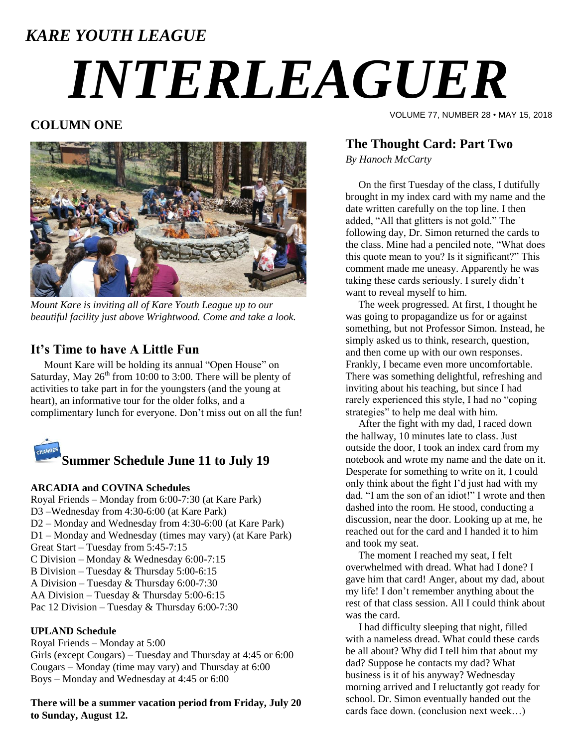*KARE YOUTH LEAGUE*

# *INTERLEAGUER*

VOLUME 77, NUMBER 28 • MAY 15, 2018

## COLUMN ONE

*Mount Kare is inviting all of Kare Youth League up to our beautiful facility just above Wrightwood. Come and take a look.*

### It's Time to have A Little Fun

Mount Kare will be holding its annual "Open House" on Saturday, May 26th from 10:00 to 3:00. There will be plenty of activities to take part in for the youngsters (and the young at heart), an informative tour for the older folks, and a complimentary lunch for everyone. Don't miss out on all the fun!

### Summer Schedule June 11 to July 19

**ARCADIA and COVINA Schedules**

Royal Friends – Monday from 6:00-7:30 (at Kare Park)
D3 –Wednesday from 4:30-6:00 (at Kare Park)
D2 – Monday and Wednesday from 4:30-6:00 (at Kare Park)
D1 – Monday and Wednesday (times may vary) (at Kare Park)
Great Start – Tuesday from 5:45-7:15
C Division – Monday & Wednesday 6:00-7:15
B Division – Tuesday & Thursday 5:00-6:15
A Division – Tuesday & Thursday 6:00-7:30
AA Division – Tuesday & Thursday 5:00-6:15
Pac 12 Division – Tuesday & Thursday 6:00-7:30

**UPLAND Schedule**

Royal Friends – Monday at 5:00
Girls (except Cougars) – Tuesday and Thursday at 4:45 or 6:00
Cougars – Monday (time may vary) and Thursday at 6:00
Boys – Monday and Wednesday at 4:45 or 6:00

**There will be a summer vacation period from Friday, July 20 to Sunday, August 12.**

## The Thought Card: Part Two

*By Hanoch McCarty*

On the first Tuesday of the class, I dutifully brought in my index card with my name and the date written carefully on the top line. I then added, "All that glitters is not gold." The following day, Dr. Simon returned the cards to the class. Mine had a penciled note, "What does this quote mean to you? Is it significant?" This comment made me uneasy. Apparently he was taking these cards seriously. I surely didn't want to reveal myself to him.

The week progressed. At first, I thought he was going to propagandize us for or against something, but not Professor Simon. Instead, he simply asked us to think, research, question, and then come up with our own responses. Frankly, I became even more uncomfortable. There was something delightful, refreshing and inviting about his teaching, but since I had rarely experienced this style, I had no "coping strategies" to help me deal with him.

After the fight with my dad, I raced down the hallway, 10 minutes late to class. Just outside the door, I took an index card from my notebook and wrote my name and the date on it. Desperate for something to write on it, I could only think about the fight I'd just had with my dad. "I am the son of an idiot!" I wrote and then dashed into the room. He stood, conducting a discussion, near the door. Looking up at me, he reached out for the card and I handed it to him and took my seat.

The moment I reached my seat, I felt overwhelmed with dread. What had I done? I gave him that card! Anger, about my dad, about my life! I don't remember anything about the rest of that class session. All I could think about was the card.

I had difficulty sleeping that night, filled with a nameless dread. What could these cards be all about? Why did I tell him that about my dad? Suppose he contacts my dad? What business is it of his anyway? Wednesday morning arrived and I reluctantly got ready for school. Dr. Simon eventually handed out the cards face down. (conclusion next week…)